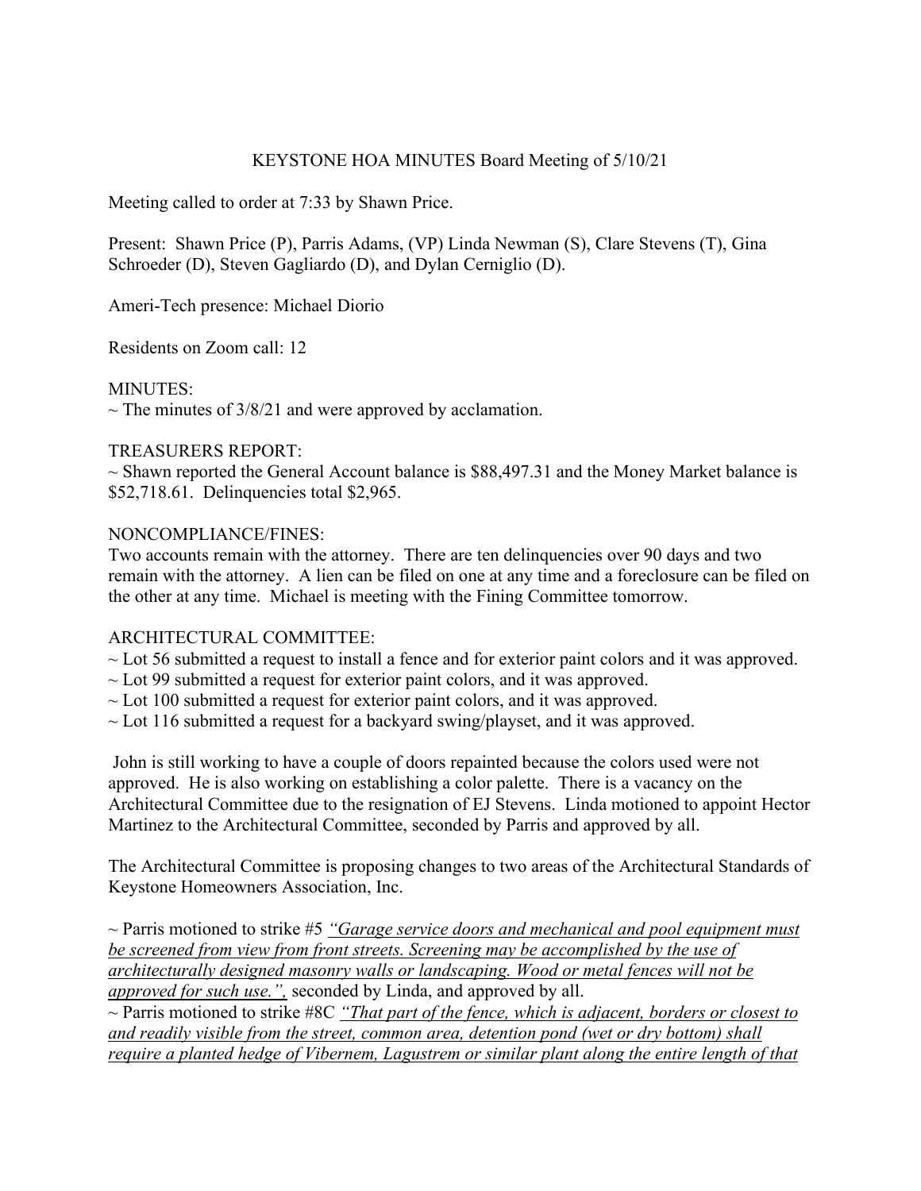# KEYSTONE HOA MINUTES Board Meeting of 5/10/21

Meeting called to order at 7:33 by Shawn Price.

Present: Shawn Price (P), Parris Adams, (VP) Linda Newman (S), Clare Stevens (T), Gina Schroeder (D), Steven Gagliardo (D), and Dylan Cerniglio (D).

Ameri-Tech presence: Michael Diorio

Residents on Zoom call: 12

MINUTES:
~ The minutes of 3/8/21 and were approved by acclamation.

TREASURERS REPORT:
~ Shawn reported the General Account balance is $88,497.31 and the Money Market balance is $52,718.61. Delinquencies total $2,965.

NONCOMPLIANCE/FINES:
Two accounts remain with the attorney. There are ten delinquencies over 90 days and two remain with the attorney. A lien can be filed on one at any time and a foreclosure can be filed on the other at any time. Michael is meeting with the Fining Committee tomorrow.

ARCHITECTURAL COMMITTEE:
~ Lot 56 submitted a request to install a fence and for exterior paint colors and it was approved.
~ Lot 99 submitted a request for exterior paint colors, and it was approved.
~ Lot 100 submitted a request for exterior paint colors, and it was approved.
~ Lot 116 submitted a request for a backyard swing/playset, and it was approved.

John is still working to have a couple of doors repainted because the colors used were not approved. He is also working on establishing a color palette. There is a vacancy on the Architectural Committee due to the resignation of EJ Stevens. Linda motioned to appoint Hector Martinez to the Architectural Committee, seconded by Parris and approved by all.

The Architectural Committee is proposing changes to two areas of the Architectural Standards of Keystone Homeowners Association, Inc.

~ Parris motioned to strike #5 *"Garage service doors and mechanical and pool equipment must be screened from view from front streets. Screening may be accomplished by the use of architecturally designed masonry walls or landscaping. Wood or metal fences will not be approved for such use.",* seconded by Linda, and approved by all.
~ Parris motioned to strike #8C *"That part of the fence, which is adjacent, borders or closest to and readily visible from the street, common area, detention pond (wet or dry bottom) shall require a planted hedge of Vibernem, Lagustrem or similar plant along the entire length of that*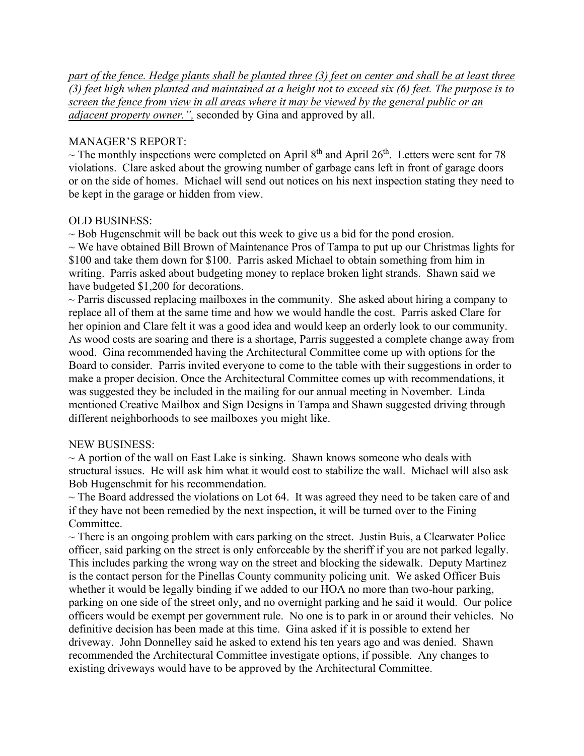*part of the fence. Hedge plants shall be planted three (3) feet on center and shall be at least three (3) feet high when planted and maintained at a height not to exceed six (6) feet. The purpose is to screen the fence from view in all areas where it may be viewed by the general public or an adjacent property owner.",* seconded by Gina and approved by all.

MANAGER'S REPORT:

~ The monthly inspections were completed on April 8th and April 26th. Letters were sent for 78 violations. Clare asked about the growing number of garbage cans left in front of garage doors or on the side of homes. Michael will send out notices on his next inspection stating they need to be kept in the garage or hidden from view.

OLD BUSINESS:

~ Bob Hugenschmit will be back out this week to give us a bid for the pond erosion.

~ We have obtained Bill Brown of Maintenance Pros of Tampa to put up our Christmas lights for $100 and take them down for $100. Parris asked Michael to obtain something from him in writing. Parris asked about budgeting money to replace broken light strands. Shawn said we have budgeted $1,200 for decorations.

~ Parris discussed replacing mailboxes in the community. She asked about hiring a company to replace all of them at the same time and how we would handle the cost. Parris asked Clare for her opinion and Clare felt it was a good idea and would keep an orderly look to our community. As wood costs are soaring and there is a shortage, Parris suggested a complete change away from wood. Gina recommended having the Architectural Committee come up with options for the Board to consider. Parris invited everyone to come to the table with their suggestions in order to make a proper decision. Once the Architectural Committee comes up with recommendations, it was suggested they be included in the mailing for our annual meeting in November. Linda mentioned Creative Mailbox and Sign Designs in Tampa and Shawn suggested driving through different neighborhoods to see mailboxes you might like.

NEW BUSINESS:

~ A portion of the wall on East Lake is sinking. Shawn knows someone who deals with structural issues. He will ask him what it would cost to stabilize the wall. Michael will also ask Bob Hugenschmit for his recommendation.

~ The Board addressed the violations on Lot 64. It was agreed they need to be taken care of and if they have not been remedied by the next inspection, it will be turned over to the Fining Committee.

~ There is an ongoing problem with cars parking on the street. Justin Buis, a Clearwater Police officer, said parking on the street is only enforceable by the sheriff if you are not parked legally. This includes parking the wrong way on the street and blocking the sidewalk. Deputy Martinez is the contact person for the Pinellas County community policing unit. We asked Officer Buis whether it would be legally binding if we added to our HOA no more than two-hour parking, parking on one side of the street only, and no overnight parking and he said it would. Our police officers would be exempt per government rule. No one is to park in or around their vehicles. No definitive decision has been made at this time. Gina asked if it is possible to extend her driveway. John Donnelley said he asked to extend his ten years ago and was denied. Shawn recommended the Architectural Committee investigate options, if possible. Any changes to existing driveways would have to be approved by the Architectural Committee.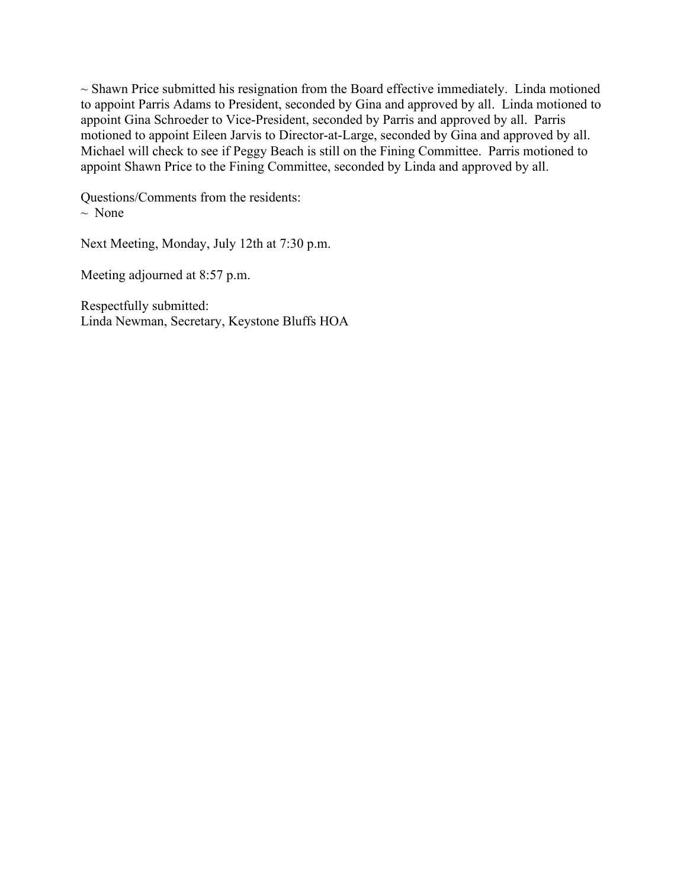~ Shawn Price submitted his resignation from the Board effective immediately. Linda motioned to appoint Parris Adams to President, seconded by Gina and approved by all. Linda motioned to appoint Gina Schroeder to Vice-President, seconded by Parris and approved by all. Parris motioned to appoint Eileen Jarvis to Director-at-Large, seconded by Gina and approved by all. Michael will check to see if Peggy Beach is still on the Fining Committee. Parris motioned to appoint Shawn Price to the Fining Committee, seconded by Linda and approved by all.

Questions/Comments from the residents:
~ None

Next Meeting, Monday, July 12th at 7:30 p.m.

Meeting adjourned at 8:57 p.m.

Respectfully submitted:
Linda Newman, Secretary, Keystone Bluffs HOA